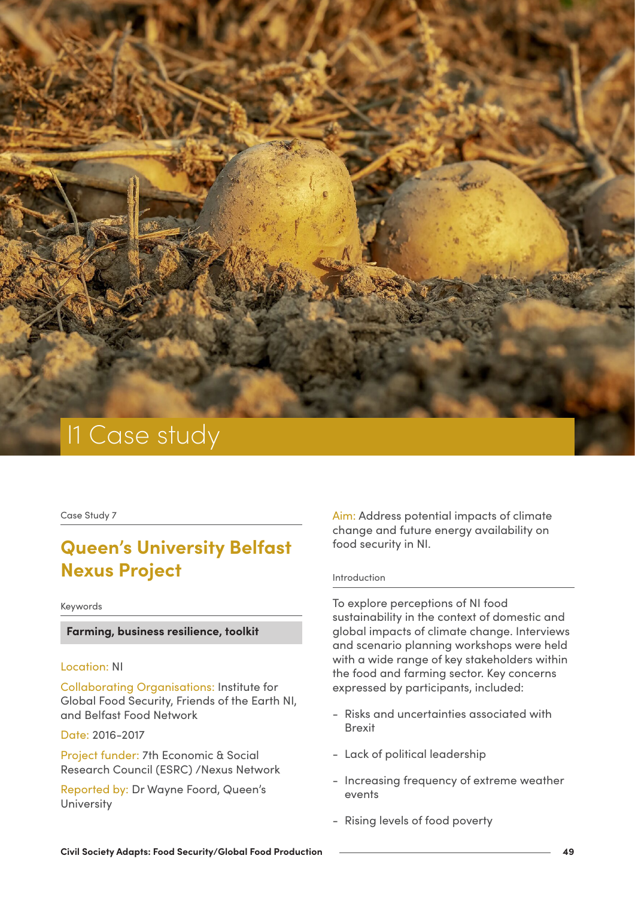# I1 Case study

Case Study 7

## Queen's University Belfast Nexus Project

Keywords

**Farming, business resilience, toolkit**

Location: NI

Collaborating Organisations: Institute for Global Food Security, Friends of the Earth NI, and Belfast Food Network

Date: 2016-2017

Project funder: 7th Economic & Social Research Council (ESRC) /Nexus Network

Reported by: Dr Wayne Foord, Queen's University

Aim: Address potential impacts of climate change and future energy availability on food security in NI.

Introduction

To explore perceptions of NI food sustainability in the context of domestic and global impacts of climate change. Interviews and scenario planning workshops were held with a wide range of key stakeholders within the food and farming sector. Key concerns expressed by participants, included:

- Risks and uncertainties associated with Brexit
- Lack of political leadership
- Increasing frequency of extreme weather events
- Rising levels of food poverty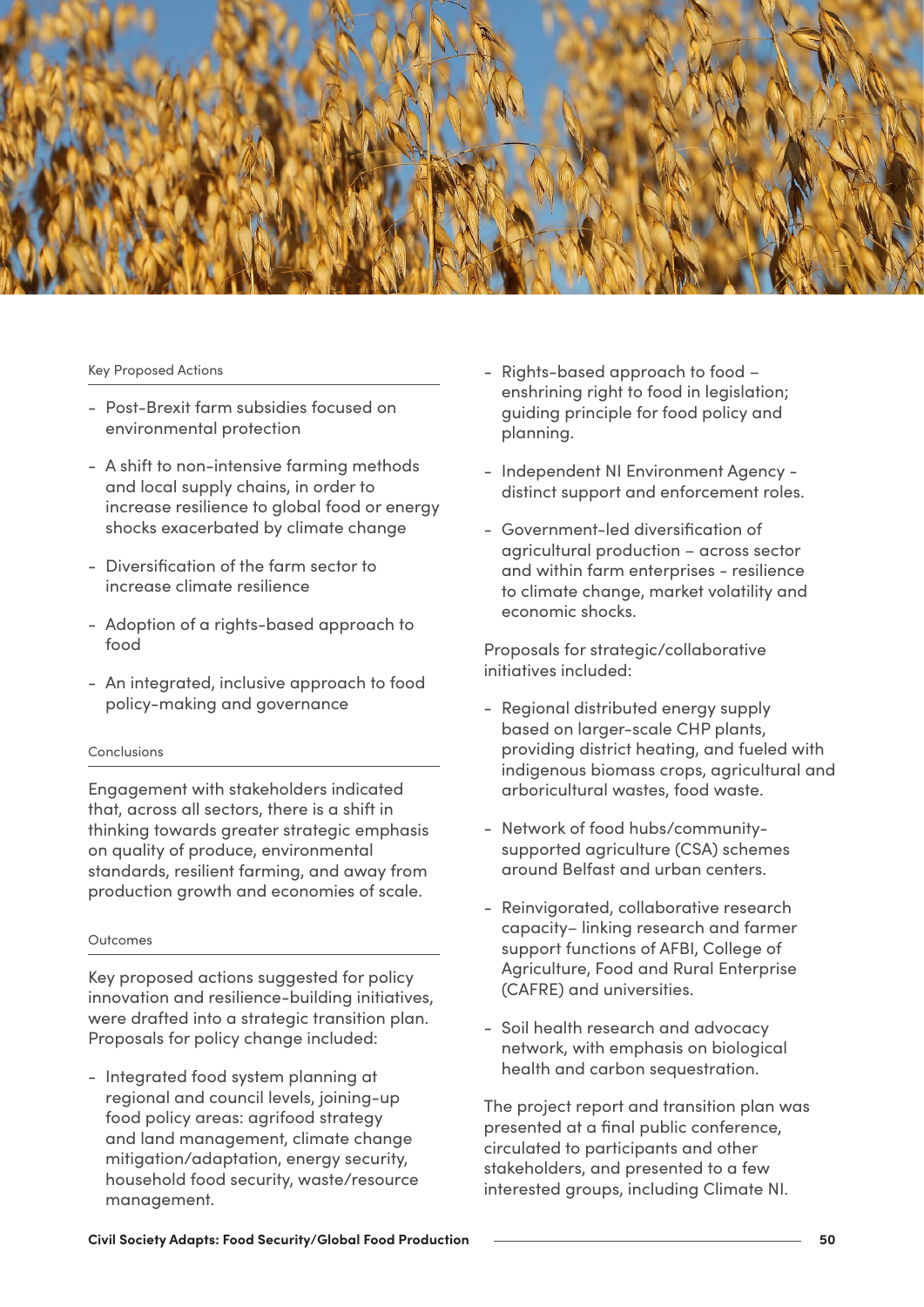### Key Proposed Actions

- Post-Brexit farm subsidies focused on environmental protection
- A shift to non-intensive farming methods and local supply chains, in order to increase resilience to global food or energy shocks exacerbated by climate change
- Diversification of the farm sector to increase climate resilience
- Adoption of a rights-based approach to food
- An integrated, inclusive approach to food policy-making and governance

### Conclusions

Engagement with stakeholders indicated that, across all sectors, there is a shift in thinking towards greater strategic emphasis on quality of produce, environmental standards, resilient farming, and away from production growth and economies of scale.

### Outcomes

Key proposed actions suggested for policy innovation and resilience-building initiatives, were drafted into a strategic transition plan. Proposals for policy change included:

- Integrated food system planning at regional and council levels, joining-up food policy areas: agrifood strategy and land management, climate change mitigation/adaptation, energy security, household food security, waste/resource management.
- Rights-based approach to food – enshrining right to food in legislation; guiding principle for food policy and planning.
- Independent NI Environment Agency - distinct support and enforcement roles.
- Government-led diversification of agricultural production – across sector and within farm enterprises - resilience to climate change, market volatility and economic shocks.

Proposals for strategic/collaborative initiatives included:

- Regional distributed energy supply based on larger-scale CHP plants, providing district heating, and fueled with indigenous biomass crops, agricultural and arboricultural wastes, food waste.
- Network of food hubs/community-supported agriculture (CSA) schemes around Belfast and urban centers.
- Reinvigorated, collaborative research capacity– linking research and farmer support functions of AFBI, College of Agriculture, Food and Rural Enterprise (CAFRE) and universities.
- Soil health research and advocacy network, with emphasis on biological health and carbon sequestration.

The project report and transition plan was presented at a final public conference, circulated to participants and other stakeholders, and presented to a few interested groups, including Climate NI.